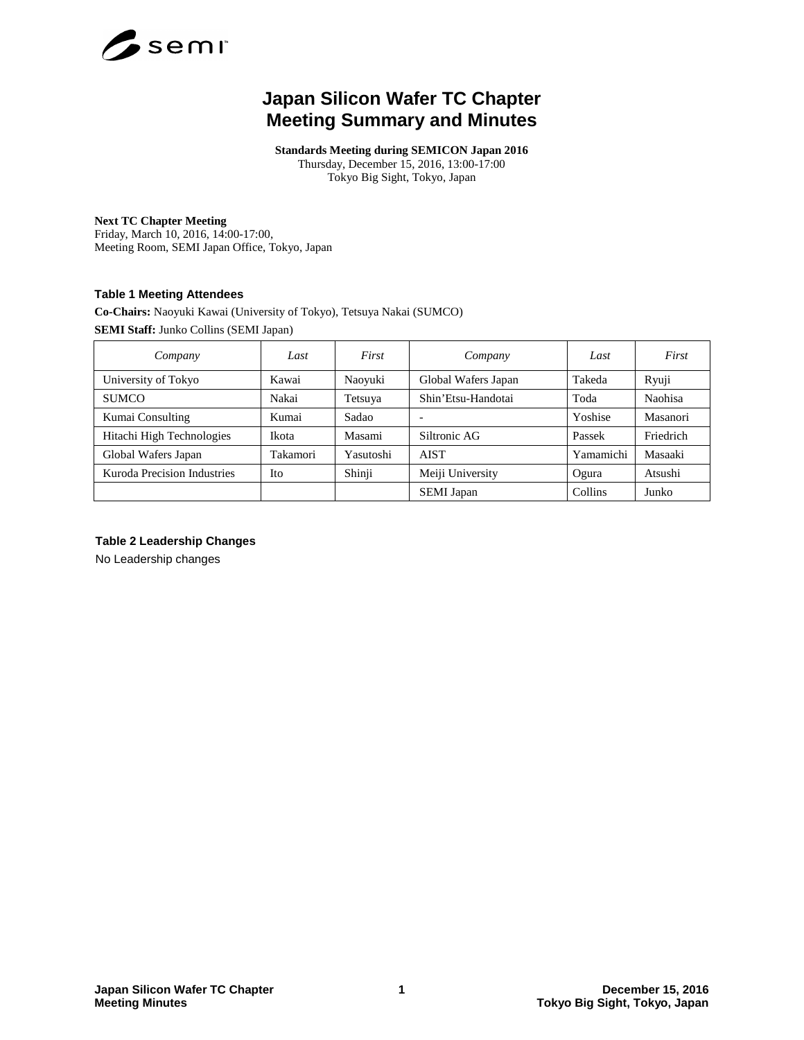# Japan Silicon Wafer TC Chapter Meeting Summary and Minutes

**Standards Meeting during SEMICON Japan 2016**
Thursday, December 15, 2016, 13:00-17:00
Tokyo Big Sight, Tokyo, Japan

**Next TC Chapter Meeting**
Friday, March 10, 2016, 14:00-17:00,
Meeting Room, SEMI Japan Office, Tokyo, Japan

### Table 1 Meeting Attendees

**Co-Chairs:** Naoyuki Kawai (University of Tokyo), Tetsuya Nakai (SUMCO)

**SEMI Staff:** Junko Collins (SEMI Japan)

| *Company* | *Last* | *First* | *Company* | *Last* | *First* |
|---|---|---|---|---|---|
| University of Tokyo | Kawai | Naoyuki | Global Wafers Japan | Takeda | Ryuji |
| SUMCO | Nakai | Tetsuya | Shin'Etsu-Handotai | Toda | Naohisa |
| Kumai Consulting | Kumai | Sadao | - | Yoshise | Masanori |
| Hitachi High Technologies | Ikota | Masami | Siltronic AG | Passek | Friedrich |
| Global Wafers Japan | Takamori | Yasutoshi | AIST | Yamamichi | Masaaki |
| Kuroda Precision Industries | Ito | Shinji | Meiji University | Ogura | Atsushi |
| | | | SEMI Japan | Collins | Junko |

### Table 2 Leadership Changes

No Leadership changes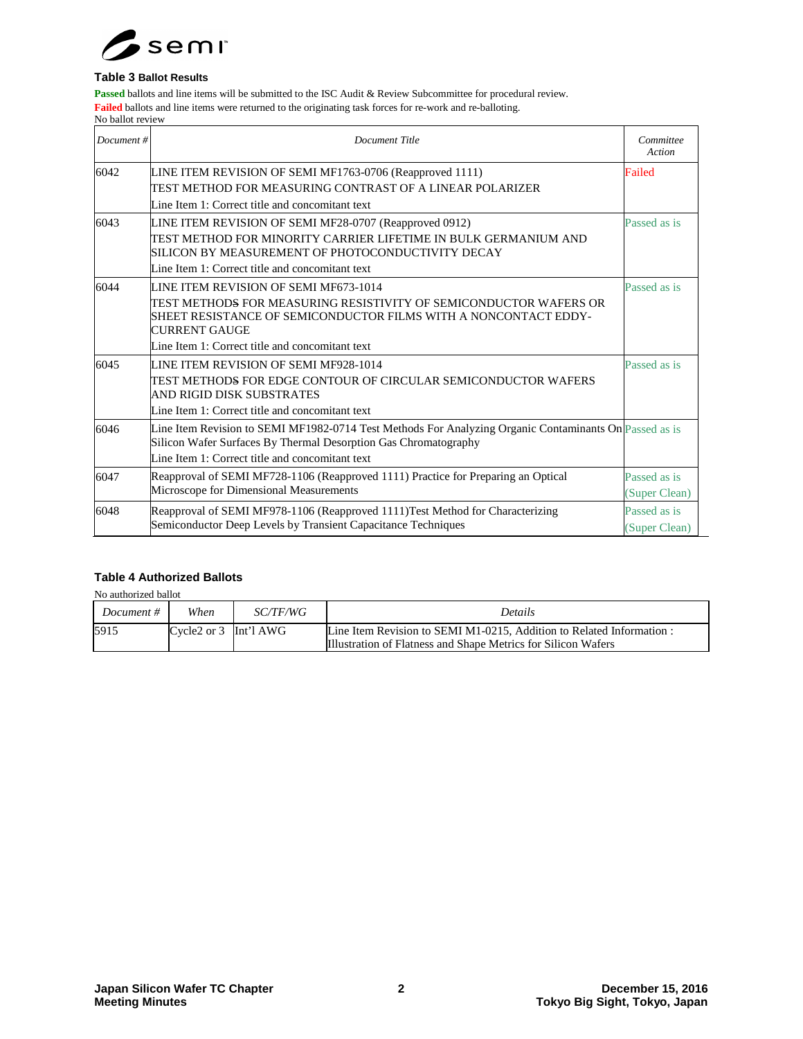### Table 3 Ballot Results

**Passed** ballots and line items will be submitted to the ISC Audit & Review Subcommittee for procedural review.
**Failed** ballots and line items were returned to the originating task forces for re-work and re-balloting.
No ballot review

| *Document #* | *Document Title* | *Committee Action* |
|---|---|---|
| 6042 | LINE ITEM REVISION OF SEMI MF1763-0706 (Reapproved 1111)<br>TEST METHOD FOR MEASURING CONTRAST OF A LINEAR POLARIZER<br>Line Item 1: Correct title and concomitant text | Failed |
| 6043 | LINE ITEM REVISION OF SEMI MF28-0707 (Reapproved 0912)<br>TEST METHOD FOR MINORITY CARRIER LIFETIME IN BULK GERMANIUM AND SILICON BY MEASUREMENT OF PHOTOCONDUCTIVITY DECAY<br>Line Item 1: Correct title and concomitant text | Passed as is |
| 6044 | LINE ITEM REVISION OF SEMI MF673-1014<br>TEST METHODS FOR MEASURING RESISTIVITY OF SEMICONDUCTOR WAFERS OR SHEET RESISTANCE OF SEMICONDUCTOR FILMS WITH A NONCONTACT EDDY-CURRENT GAUGE<br>Line Item 1: Correct title and concomitant text | Passed as is |
| 6045 | LINE ITEM REVISION OF SEMI MF928-1014<br>TEST METHODS FOR EDGE CONTOUR OF CIRCULAR SEMICONDUCTOR WAFERS AND RIGID DISK SUBSTRATES<br>Line Item 1: Correct title and concomitant text | Passed as is |
| 6046 | Line Item Revision to SEMI MF1982-0714 Test Methods For Analyzing Organic Contaminants On Silicon Wafer Surfaces By Thermal Desorption Gas Chromatography<br>Line Item 1: Correct title and concomitant text | Passed as is |
| 6047 | Reapproval of SEMI MF728-1106 (Reapproved 1111) Practice for Preparing an Optical Microscope for Dimensional Measurements | Passed as is (Super Clean) |
| 6048 | Reapproval of SEMI MF978-1106 (Reapproved 1111)Test Method for Characterizing Semiconductor Deep Levels by Transient Capacitance Techniques | Passed as is (Super Clean) |

### Table 4 Authorized Ballots

No authorized ballot

| *Document #* | *When* | *SC/TF/WG* | *Details* |
|---|---|---|---|
| 5915 | Cycle2 or 3 | Int'l AWG | Line Item Revision to SEMI M1-0215, Addition to Related Information : Illustration of Flatness and Shape Metrics for Silicon Wafers |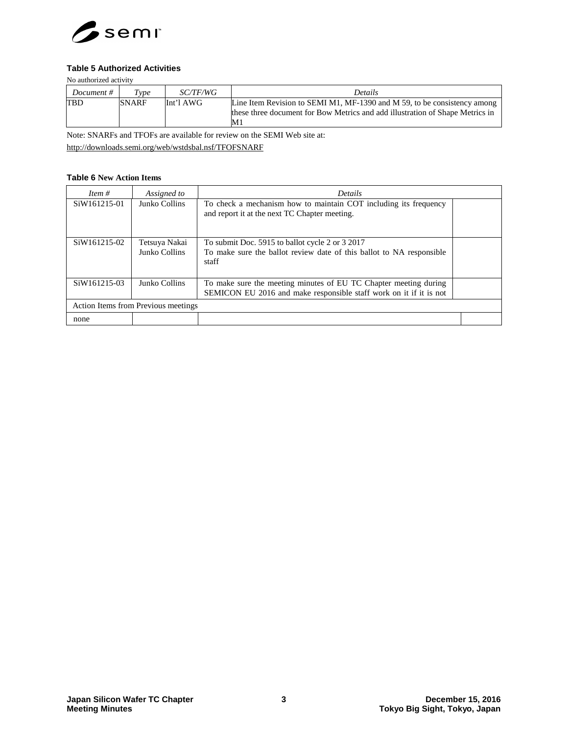**Table 5 Authorized Activities**

No authorized activity

| *Document #* | *Type* | *SC/TF/WG* | *Details* |
|---|---|---|---|
| TBD | SNARF | Int'l AWG | Line Item Revision to SEMI M1, MF-1390 and M 59, to be consistency among these three document for Bow Metrics and add illustration of Shape Metrics in M1 |

Note: SNARFs and TFOFs are available for review on the SEMI Web site at:

http://downloads.semi.org/web/wstdsbal.nsf/TFOFSNARF

**Table 6 New Action Items**

| *Item #* | *Assigned to* | *Details* | |
|---|---|---|---|
| SiW161215-01 | Junko Collins | To check a mechanism how to maintain COT including its frequency and report it at the next TC Chapter meeting. | |
| SiW161215-02 | Tetsuya Nakai<br>Junko Collins | To submit Doc. 5915 to ballot cycle 2 or 3 2017<br>To make sure the ballot review date of this ballot to NA responsible staff | |
| SiW161215-03 | Junko Collins | To make sure the meeting minutes of EU TC Chapter meeting during SEMICON EU 2016 and make responsible staff work on it if it is not | |
| Action Items from Previous meetings | | | |
| none | | | |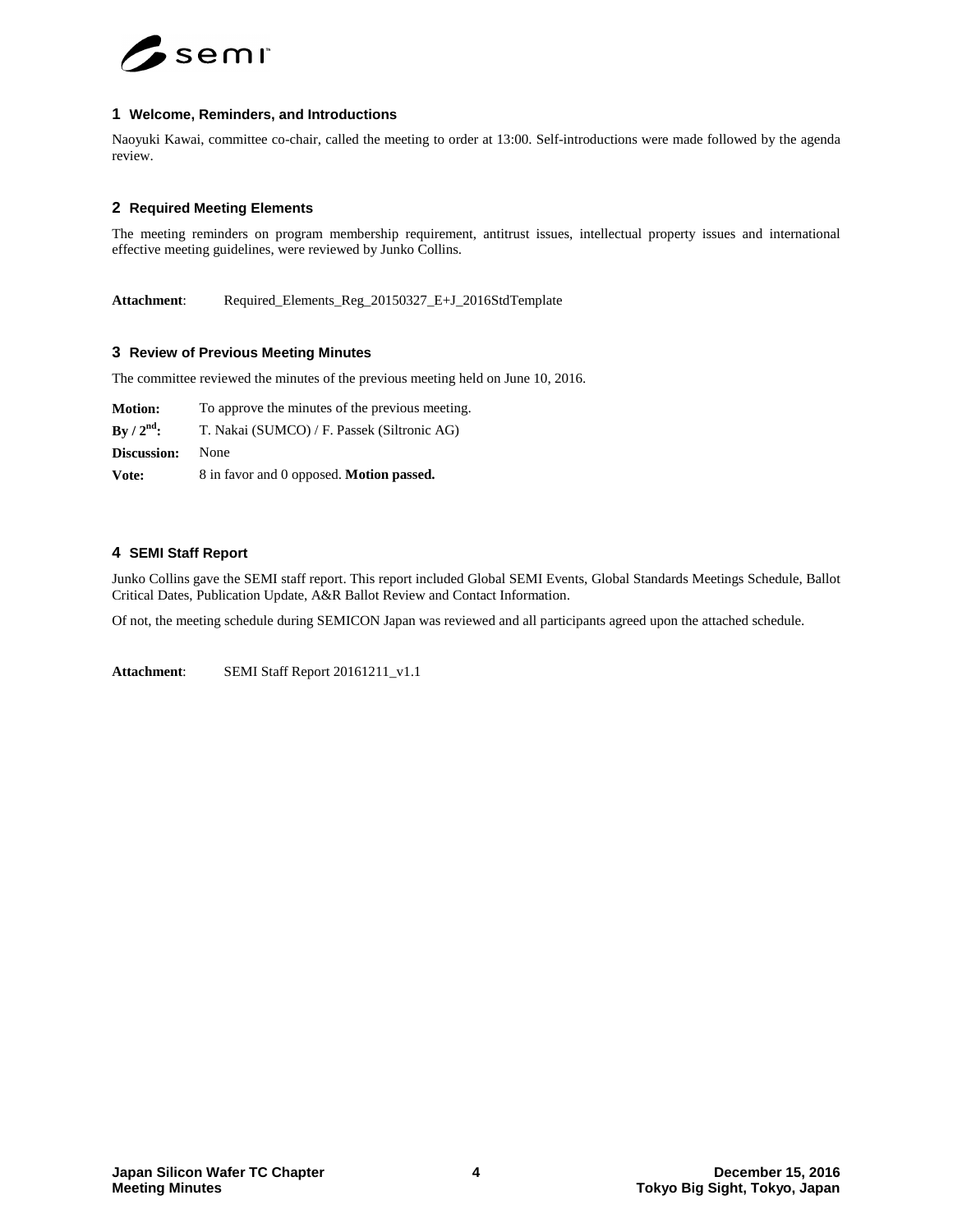## 1 Welcome, Reminders, and Introductions

Naoyuki Kawai, committee co-chair, called the meeting to order at 13:00. Self-introductions were made followed by the agenda review.

## 2 Required Meeting Elements

The meeting reminders on program membership requirement, antitrust issues, intellectual property issues and international effective meeting guidelines, were reviewed by Junko Collins.

**Attachment**: Required_Elements_Reg_20150327_E+J_2016StdTemplate

## 3 Review of Previous Meeting Minutes

The committee reviewed the minutes of the previous meeting held on June 10, 2016.

**Motion:** To approve the minutes of the previous meeting.

**By / 2nd:** T. Nakai (SUMCO) / F. Passek (Siltronic AG)

**Discussion:** None

**Vote:** 8 in favor and 0 opposed. **Motion passed.**

## 4 SEMI Staff Report

Junko Collins gave the SEMI staff report. This report included Global SEMI Events, Global Standards Meetings Schedule, Ballot Critical Dates, Publication Update, A&R Ballot Review and Contact Information.

Of not, the meeting schedule during SEMICON Japan was reviewed and all participants agreed upon the attached schedule.

**Attachment**: SEMI Staff Report 20161211_v1.1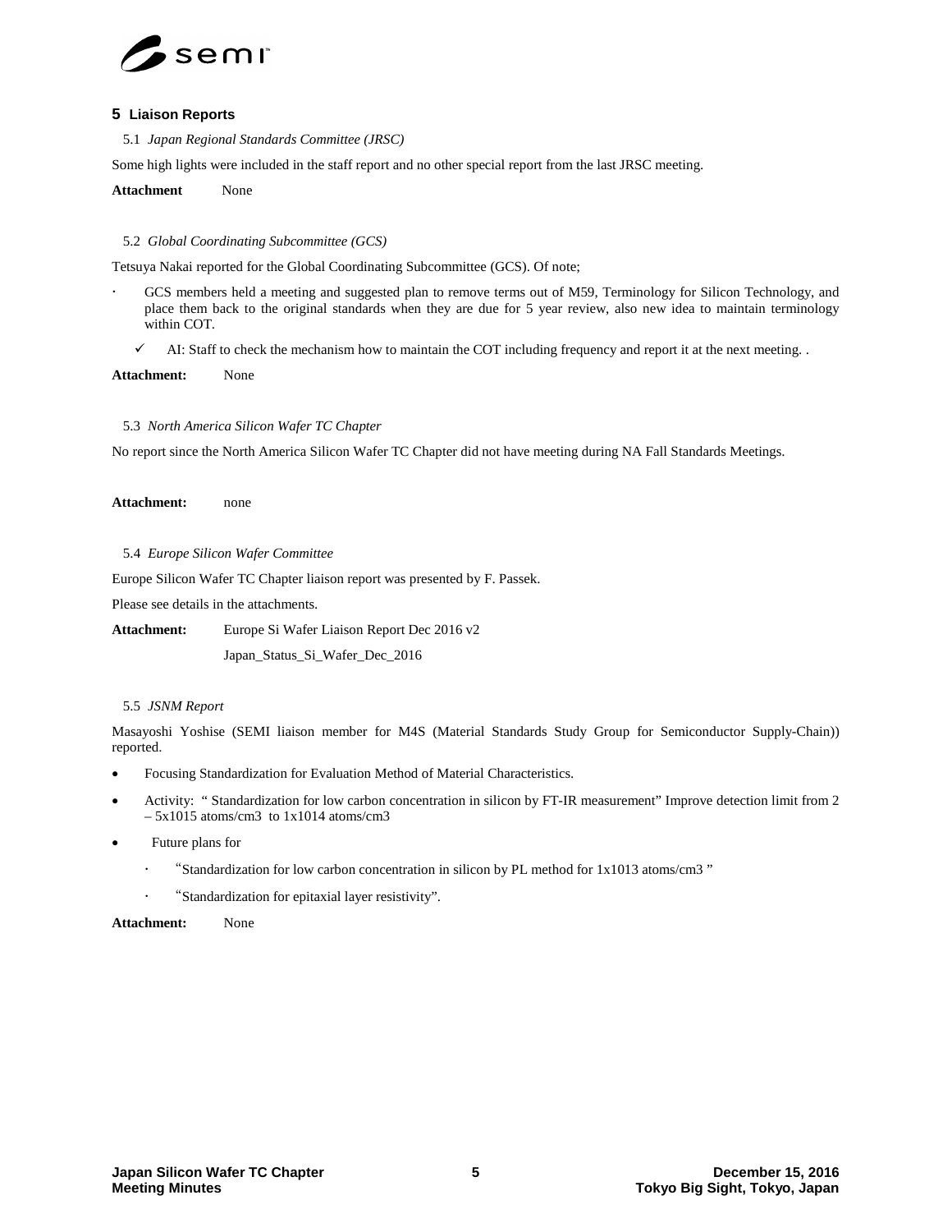## 5 Liaison Reports

### 5.1 *Japan Regional Standards Committee (JRSC)*

Some high lights were included in the staff report and no other special report from the last JRSC meeting.

**Attachment** None

### 5.2 *Global Coordinating Subcommittee (GCS)*

Tetsuya Nakai reported for the Global Coordinating Subcommittee (GCS). Of note;

- GCS members held a meeting and suggested plan to remove terms out of M59, Terminology for Silicon Technology, and place them back to the original standards when they are due for 5 year review, also new idea to maintain terminology within COT.
  - ✓ AI: Staff to check the mechanism how to maintain the COT including frequency and report it at the next meeting. .

**Attachment:** None

### 5.3 *North America Silicon Wafer TC Chapter*

No report since the North America Silicon Wafer TC Chapter did not have meeting during NA Fall Standards Meetings.

**Attachment:** none

### 5.4 *Europe Silicon Wafer Committee*

Europe Silicon Wafer TC Chapter liaison report was presented by F. Passek.

Please see details in the attachments.

**Attachment:** Europe Si Wafer Liaison Report Dec 2016 v2

Japan_Status_Si_Wafer_Dec_2016

### 5.5 *JSNM Report*

Masayoshi Yoshise (SEMI liaison member for M4S (Material Standards Study Group for Semiconductor Supply-Chain)) reported.

- Focusing Standardization for Evaluation Method of Material Characteristics.
- Activity: " Standardization for low carbon concentration in silicon by FT-IR measurement" Improve detection limit from 2 – 5x1015 atoms/cm3 to 1x1014 atoms/cm3
- Future plans for
  - "Standardization for low carbon concentration in silicon by PL method for 1x1013 atoms/cm3 "
  - "Standardization for epitaxial layer resistivity".

**Attachment:** None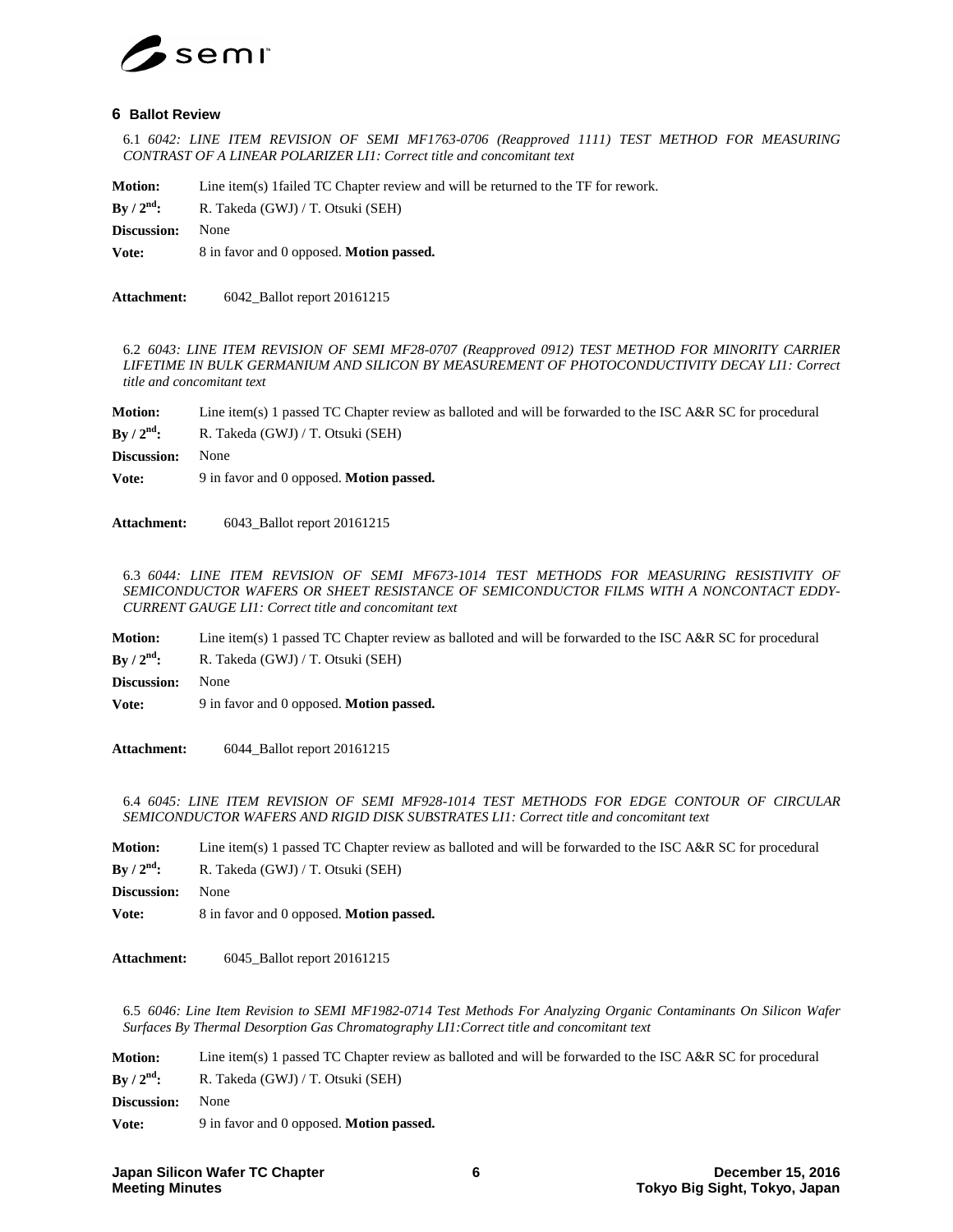## 6 Ballot Review

6.1 *6042: LINE ITEM REVISION OF SEMI MF1763-0706 (Reapproved 1111) TEST METHOD FOR MEASURING CONTRAST OF A LINEAR POLARIZER LI1: Correct title and concomitant text*

**Motion:** Line item(s) 1failed TC Chapter review and will be returned to the TF for rework.

**By / 2nd:** R. Takeda (GWJ) / T. Otsuki (SEH)

**Discussion:** None

**Vote:** 8 in favor and 0 opposed. **Motion passed.**

**Attachment:** 6042_Ballot report 20161215

6.2 *6043: LINE ITEM REVISION OF SEMI MF28-0707 (Reapproved 0912) TEST METHOD FOR MINORITY CARRIER LIFETIME IN BULK GERMANIUM AND SILICON BY MEASUREMENT OF PHOTOCONDUCTIVITY DECAY LI1: Correct title and concomitant text*

**Motion:** Line item(s) 1 passed TC Chapter review as balloted and will be forwarded to the ISC A&R SC for procedural

**By / 2nd:** R. Takeda (GWJ) / T. Otsuki (SEH)

**Discussion:** None

**Vote:** 9 in favor and 0 opposed. **Motion passed.**

**Attachment:** 6043_Ballot report 20161215

6.3 *6044: LINE ITEM REVISION OF SEMI MF673-1014 TEST METHODS FOR MEASURING RESISTIVITY OF SEMICONDUCTOR WAFERS OR SHEET RESISTANCE OF SEMICONDUCTOR FILMS WITH A NONCONTACT EDDY-CURRENT GAUGE LI1: Correct title and concomitant text*

**Motion:** Line item(s) 1 passed TC Chapter review as balloted and will be forwarded to the ISC A&R SC for procedural

**By / 2nd:** R. Takeda (GWJ) / T. Otsuki (SEH)

**Discussion:** None

**Vote:** 9 in favor and 0 opposed. **Motion passed.**

**Attachment:** 6044_Ballot report 20161215

6.4 *6045: LINE ITEM REVISION OF SEMI MF928-1014 TEST METHODS FOR EDGE CONTOUR OF CIRCULAR SEMICONDUCTOR WAFERS AND RIGID DISK SUBSTRATES LI1: Correct title and concomitant text*

**Motion:** Line item(s) 1 passed TC Chapter review as balloted and will be forwarded to the ISC A&R SC for procedural

**By / 2nd:** R. Takeda (GWJ) / T. Otsuki (SEH)

**Discussion:** None

**Vote:** 8 in favor and 0 opposed. **Motion passed.**

**Attachment:** 6045_Ballot report 20161215

6.5 *6046: Line Item Revision to SEMI MF1982-0714 Test Methods For Analyzing Organic Contaminants On Silicon Wafer Surfaces By Thermal Desorption Gas Chromatography LI1:Correct title and concomitant text*

**Motion:** Line item(s) 1 passed TC Chapter review as balloted and will be forwarded to the ISC A&R SC for procedural

**By / 2nd:** R. Takeda (GWJ) / T. Otsuki (SEH)

**Discussion:** None

**Vote:** 9 in favor and 0 opposed. **Motion passed.**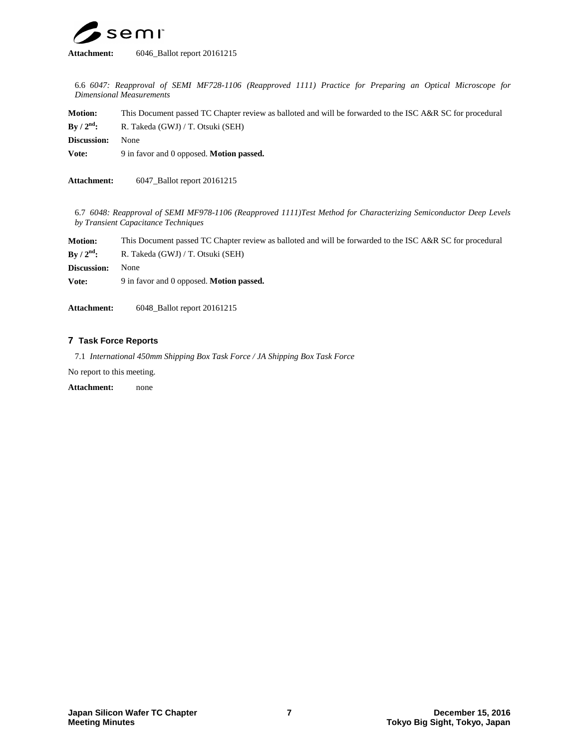**Attachment:** 6046_Ballot report 20161215

6.6 *6047: Reapproval of SEMI MF728-1106 (Reapproved 1111) Practice for Preparing an Optical Microscope for Dimensional Measurements*

**Motion:** This Document passed TC Chapter review as balloted and will be forwarded to the ISC A&R SC for procedural

**By / 2nd:** R. Takeda (GWJ) / T. Otsuki (SEH)

**Discussion:** None

**Vote:** 9 in favor and 0 opposed. **Motion passed.**

**Attachment:** 6047_Ballot report 20161215

6.7 *6048: Reapproval of SEMI MF978-1106 (Reapproved 1111)Test Method for Characterizing Semiconductor Deep Levels by Transient Capacitance Techniques*

**Motion:** This Document passed TC Chapter review as balloted and will be forwarded to the ISC A&R SC for procedural

**By / 2nd:** R. Takeda (GWJ) / T. Otsuki (SEH)

**Discussion:** None

**Vote:** 9 in favor and 0 opposed. **Motion passed.**

**Attachment:** 6048_Ballot report 20161215

## 7 Task Force Reports

7.1 *International 450mm Shipping Box Task Force / JA Shipping Box Task Force*

No report to this meeting.

**Attachment:** none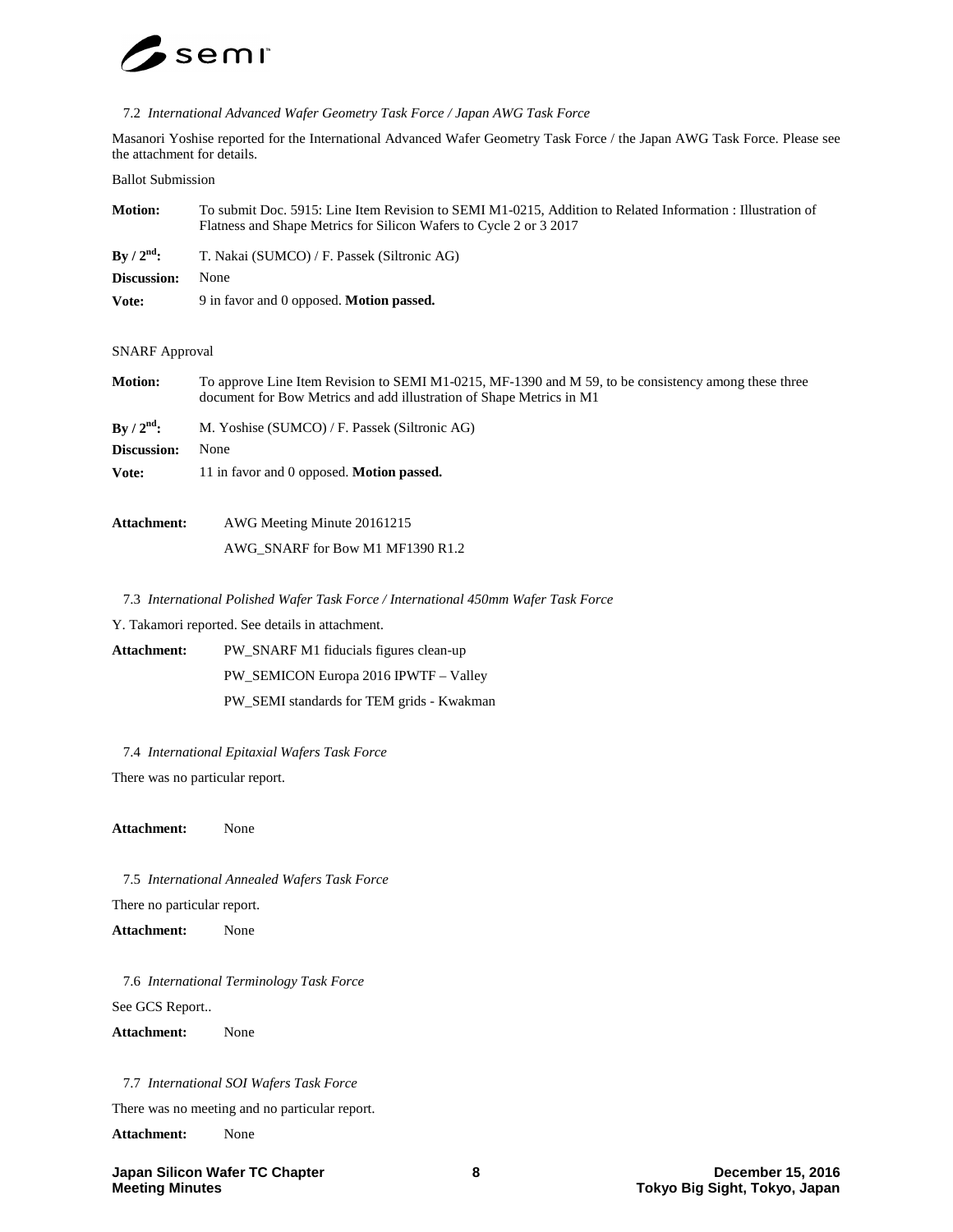### 7.2 *International Advanced Wafer Geometry Task Force / Japan AWG Task Force*

Masanori Yoshise reported for the International Advanced Wafer Geometry Task Force / the Japan AWG Task Force. Please see the attachment for details.

Ballot Submission

| | |
|---|---|
| **Motion:** | To submit Doc. 5915: Line Item Revision to SEMI M1-0215, Addition to Related Information : Illustration of Flatness and Shape Metrics for Silicon Wafers to Cycle 2 or 3 2017 |
| **By / 2nd:** | T. Nakai (SUMCO) / F. Passek (Siltronic AG) |
| **Discussion:** | None |
| **Vote:** | 9 in favor and 0 opposed. **Motion passed.** |

SNARF Approval

| | |
|---|---|
| **Motion:** | To approve Line Item Revision to SEMI M1-0215, MF-1390 and M 59, to be consistency among these three document for Bow Metrics and add illustration of Shape Metrics in M1 |
| **By / 2nd:** | M. Yoshise (SUMCO) / F. Passek (Siltronic AG) |
| **Discussion:** | None |
| **Vote:** | 11 in favor and 0 opposed. **Motion passed.** |

**Attachment:** AWG Meeting Minute 20161215

AWG_SNARF for Bow M1 MF1390 R1.2

### 7.3 *International Polished Wafer Task Force / International 450mm Wafer Task Force*

Y. Takamori reported. See details in attachment.

**Attachment:** PW_SNARF M1 fiducials figures clean-up

PW_SEMICON Europa 2016 IPWTF – Valley

PW_SEMI standards for TEM grids - Kwakman

### 7.4 *International Epitaxial Wafers Task Force*

There was no particular report.

**Attachment:** None

### 7.5 *International Annealed Wafers Task Force*

There no particular report.

**Attachment:** None

### 7.6 *International Terminology Task Force*

See GCS Report..

**Attachment:** None

### 7.7 *International SOI Wafers Task Force*

There was no meeting and no particular report.

**Attachment:** None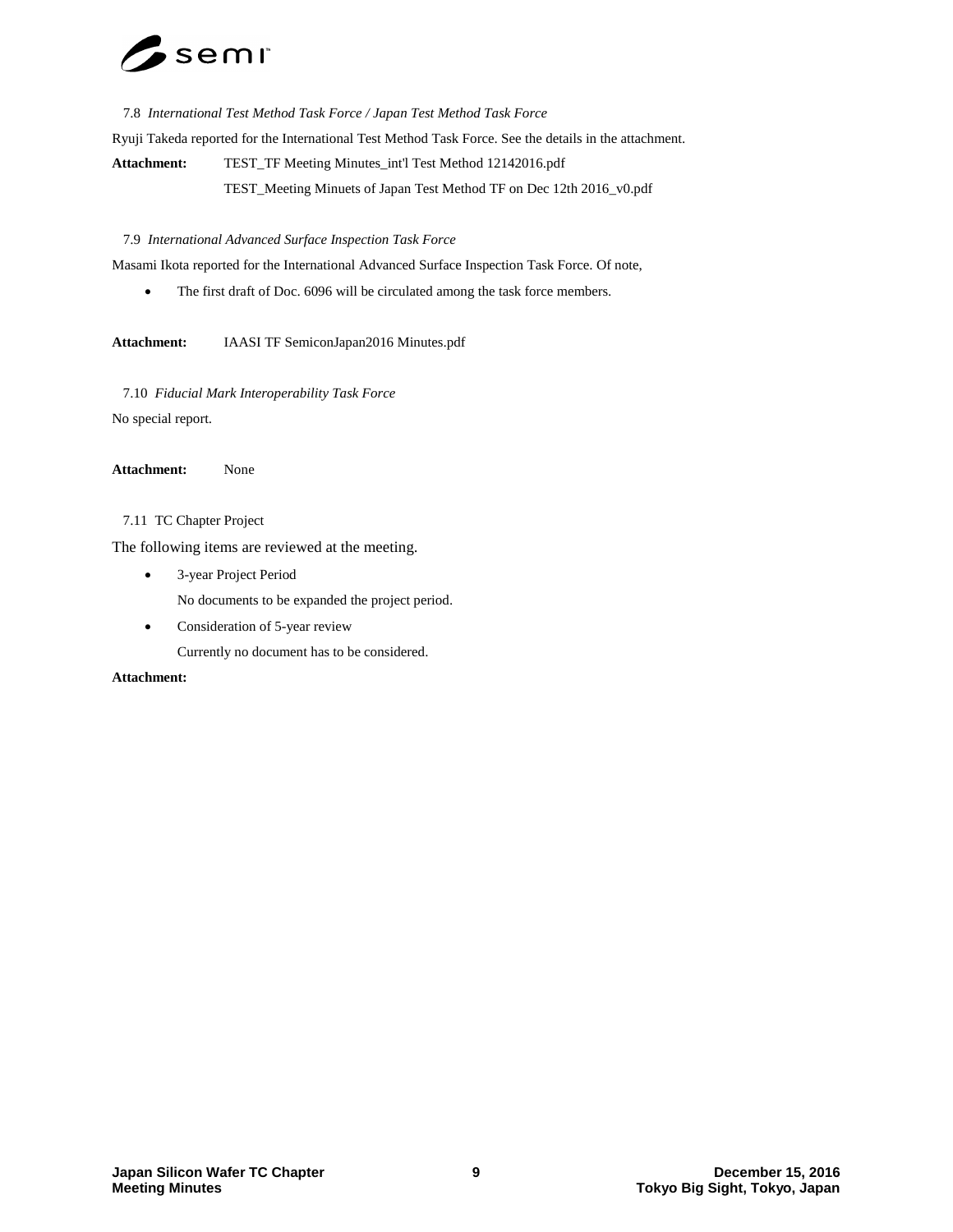### 7.8 *International Test Method Task Force / Japan Test Method Task Force*

Ryuji Takeda reported for the International Test Method Task Force. See the details in the attachment.

**Attachment:** TEST_TF Meeting Minutes_int'l Test Method 12142016.pdf

TEST_Meeting Minuets of Japan Test Method TF on Dec 12th 2016_v0.pdf

### 7.9 *International Advanced Surface Inspection Task Force*

Masami Ikota reported for the International Advanced Surface Inspection Task Force. Of note,

- The first draft of Doc. 6096 will be circulated among the task force members.

**Attachment:** IAASI TF SemiconJapan2016 Minutes.pdf

### 7.10 *Fiducial Mark Interoperability Task Force*

No special report.

**Attachment:** None

### 7.11 TC Chapter Project

The following items are reviewed at the meeting.

- 3-year Project Period

  No documents to be expanded the project period.

- Consideration of 5-year review

  Currently no document has to be considered.

**Attachment:**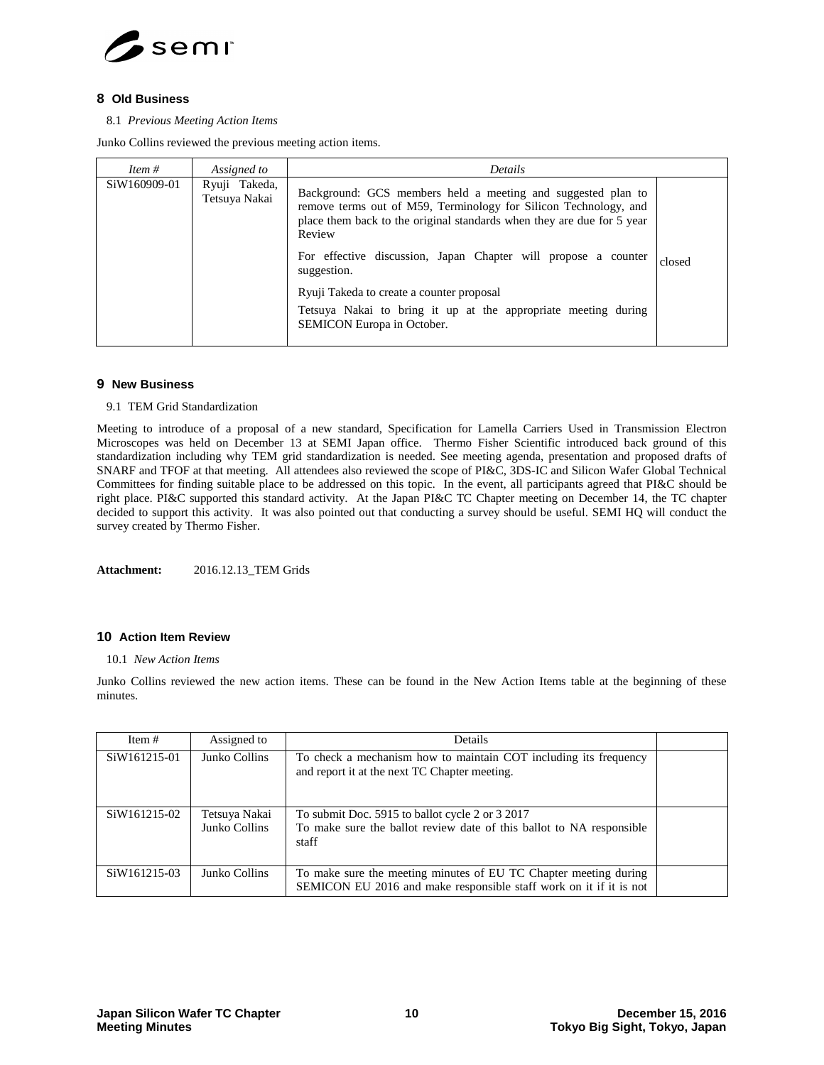## 8 Old Business

8.1 *Previous Meeting Action Items*

Junko Collins reviewed the previous meeting action items.

| *Item #* | *Assigned to* | *Details* | |
|---|---|---|---|
| SiW160909-01 | Ryuji Takeda, Tetsuya Nakai | Background: GCS members held a meeting and suggested plan to remove terms out of M59, Terminology for Silicon Technology, and place them back to the original standards when they are due for 5 year Review<br><br>For effective discussion, Japan Chapter will propose a counter suggestion.<br><br>Ryuji Takeda to create a counter proposal<br><br>Tetsuya Nakai to bring it up at the appropriate meeting during SEMICON Europa in October. | closed |

## 9 New Business

9.1 TEM Grid Standardization

Meeting to introduce of a proposal of a new standard, Specification for Lamella Carriers Used in Transmission Electron Microscopes was held on December 13 at SEMI Japan office. Thermo Fisher Scientific introduced back ground of this standardization including why TEM grid standardization is needed. See meeting agenda, presentation and proposed drafts of SNARF and TFOF at that meeting. All attendees also reviewed the scope of PI&C, 3DS-IC and Silicon Wafer Global Technical Committees for finding suitable place to be addressed on this topic. In the event, all participants agreed that PI&C should be right place. PI&C supported this standard activity. At the Japan PI&C TC Chapter meeting on December 14, the TC chapter decided to support this activity. It was also pointed out that conducting a survey should be useful. SEMI HQ will conduct the survey created by Thermo Fisher.

**Attachment:** 2016.12.13_TEM Grids

## 10 Action Item Review

10.1 *New Action Items*

Junko Collins reviewed the new action items. These can be found in the New Action Items table at the beginning of these minutes.

| Item # | Assigned to | Details | |
|---|---|---|---|
| SiW161215-01 | Junko Collins | To check a mechanism how to maintain COT including its frequency and report it at the next TC Chapter meeting. | |
| SiW161215-02 | Tetsuya Nakai<br>Junko Collins | To submit Doc. 5915 to ballot cycle 2 or 3 2017<br>To make sure the ballot review date of this ballot to NA responsible staff | |
| SiW161215-03 | Junko Collins | To make sure the meeting minutes of EU TC Chapter meeting during SEMICON EU 2016 and make responsible staff work on it if it is not | |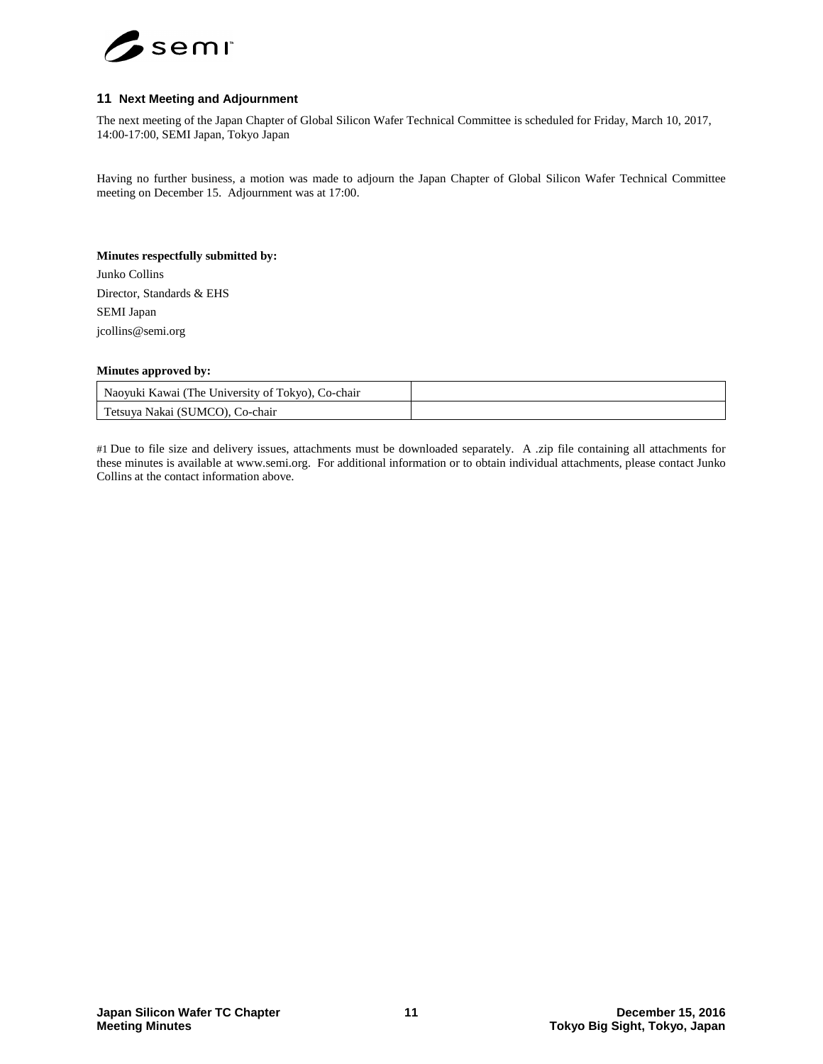## 11 Next Meeting and Adjournment

The next meeting of the Japan Chapter of Global Silicon Wafer Technical Committee is scheduled for Friday, March 10, 2017, 14:00-17:00, SEMI Japan, Tokyo Japan

Having no further business, a motion was made to adjourn the Japan Chapter of Global Silicon Wafer Technical Committee meeting on December 15. Adjournment was at 17:00.

**Minutes respectfully submitted by:**

Junko Collins

Director, Standards & EHS

SEMI Japan

jcollins@semi.org

**Minutes approved by:**

| | |
|---|---|
| Naoyuki Kawai (The University of Tokyo), Co-chair | |
| Tetsuya Nakai (SUMCO), Co-chair | |

#1 Due to file size and delivery issues, attachments must be downloaded separately. A .zip file containing all attachments for these minutes is available at www.semi.org. For additional information or to obtain individual attachments, please contact Junko Collins at the contact information above.